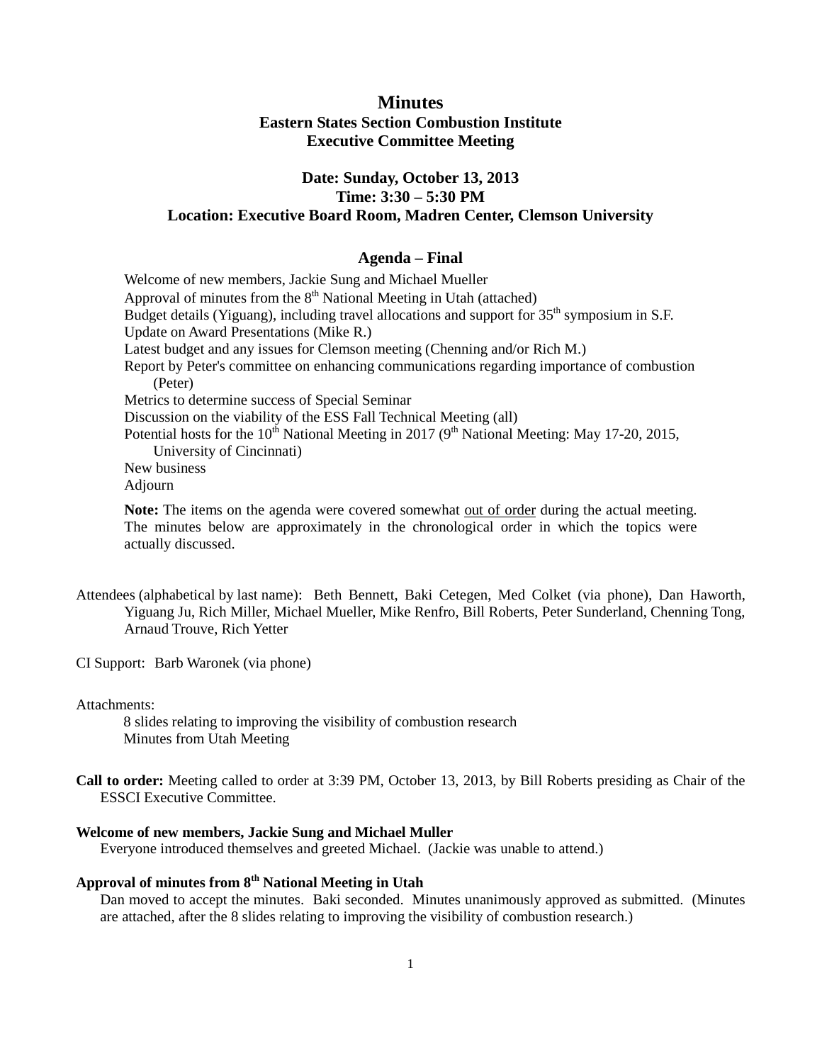# Minutes

## Eastern States Section Combustion Institute
## Executive Committee Meeting

**Date: Sunday, October 13, 2013**
**Time: 3:30 – 5:30 PM**
**Location: Executive Board Room, Madren Center, Clemson University**

### Agenda – Final

Welcome of new members, Jackie Sung and Michael Mueller
Approval of minutes from the 8th National Meeting in Utah (attached)
Budget details (Yiguang), including travel allocations and support for 35th symposium in S.F.
Update on Award Presentations (Mike R.)
Latest budget and any issues for Clemson meeting (Chenning and/or Rich M.)
Report by Peter's committee on enhancing communications regarding importance of combustion (Peter)
Metrics to determine success of Special Seminar
Discussion on the viability of the ESS Fall Technical Meeting (all)
Potential hosts for the 10th National Meeting in 2017 (9th National Meeting: May 17-20, 2015, University of Cincinnati)
New business
Adjourn

**Note:** The items on the agenda were covered somewhat out of order during the actual meeting. The minutes below are approximately in the chronological order in which the topics were actually discussed.

Attendees (alphabetical by last name): Beth Bennett, Baki Cetegen, Med Colket (via phone), Dan Haworth, Yiguang Ju, Rich Miller, Michael Mueller, Mike Renfro, Bill Roberts, Peter Sunderland, Chenning Tong, Arnaud Trouve, Rich Yetter

CI Support: Barb Waronek (via phone)

Attachments:
8 slides relating to improving the visibility of combustion research
Minutes from Utah Meeting

**Call to order:** Meeting called to order at 3:39 PM, October 13, 2013, by Bill Roberts presiding as Chair of the ESSCI Executive Committee.

**Welcome of new members, Jackie Sung and Michael Muller**
Everyone introduced themselves and greeted Michael. (Jackie was unable to attend.)

**Approval of minutes from 8th National Meeting in Utah**
Dan moved to accept the minutes. Baki seconded. Minutes unanimously approved as submitted. (Minutes are attached, after the 8 slides relating to improving the visibility of combustion research.)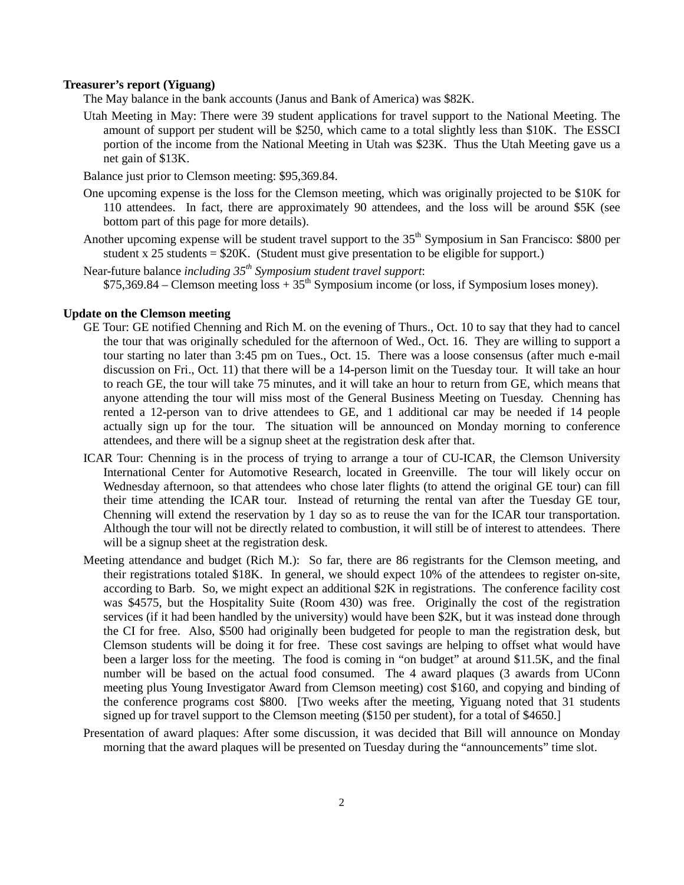**Treasurer's report (Yiguang)**

The May balance in the bank accounts (Janus and Bank of America) was $82K.

Utah Meeting in May: There were 39 student applications for travel support to the National Meeting. The amount of support per student will be $250, which came to a total slightly less than $10K. The ESSCI portion of the income from the National Meeting in Utah was $23K. Thus the Utah Meeting gave us a net gain of $13K.

Balance just prior to Clemson meeting: $95,369.84.

One upcoming expense is the loss for the Clemson meeting, which was originally projected to be $10K for 110 attendees. In fact, there are approximately 90 attendees, and the loss will be around $5K (see bottom part of this page for more details).

Another upcoming expense will be student travel support to the 35th Symposium in San Francisco: $800 per student x 25 students = $20K. (Student must give presentation to be eligible for support.)

Near-future balance *including 35th Symposium student travel support*:
$75,369.84 – Clemson meeting loss + 35th Symposium income (or loss, if Symposium loses money).

**Update on the Clemson meeting**

GE Tour: GE notified Chenning and Rich M. on the evening of Thurs., Oct. 10 to say that they had to cancel the tour that was originally scheduled for the afternoon of Wed., Oct. 16. They are willing to support a tour starting no later than 3:45 pm on Tues., Oct. 15. There was a loose consensus (after much e-mail discussion on Fri., Oct. 11) that there will be a 14-person limit on the Tuesday tour. It will take an hour to reach GE, the tour will take 75 minutes, and it will take an hour to return from GE, which means that anyone attending the tour will miss most of the General Business Meeting on Tuesday. Chenning has rented a 12-person van to drive attendees to GE, and 1 additional car may be needed if 14 people actually sign up for the tour. The situation will be announced on Monday morning to conference attendees, and there will be a signup sheet at the registration desk after that.

ICAR Tour: Chenning is in the process of trying to arrange a tour of CU-ICAR, the Clemson University International Center for Automotive Research, located in Greenville. The tour will likely occur on Wednesday afternoon, so that attendees who chose later flights (to attend the original GE tour) can fill their time attending the ICAR tour. Instead of returning the rental van after the Tuesday GE tour, Chenning will extend the reservation by 1 day so as to reuse the van for the ICAR tour transportation. Although the tour will not be directly related to combustion, it will still be of interest to attendees. There will be a signup sheet at the registration desk.

Meeting attendance and budget (Rich M.): So far, there are 86 registrants for the Clemson meeting, and their registrations totaled $18K. In general, we should expect 10% of the attendees to register on-site, according to Barb. So, we might expect an additional $2K in registrations. The conference facility cost was $4575, but the Hospitality Suite (Room 430) was free. Originally the cost of the registration services (if it had been handled by the university) would have been $2K, but it instead done through the CI for free. Also, $500 had originally been budgeted for people to man the registration desk, but Clemson students will be doing it for free. These cost savings are helping to offset what would have been a larger loss for the meeting. The food is coming in "on budget" at around $11.5K, and the final number will be based on the actual food consumed. The 4 award plaques (3 awards from UConn meeting plus Young Investigator Award from Clemson meeting) cost $160, and copying and binding of the conference programs cost $800. [Two weeks after the meeting, Yiguang noted that 31 students signed up for travel support to the Clemson meeting ($150 per student), for a total of $4650.]

Presentation of award plaques: After some discussion, it was decided that Bill will announce on Monday morning that the award plaques will be presented on Tuesday during the "announcements" time slot.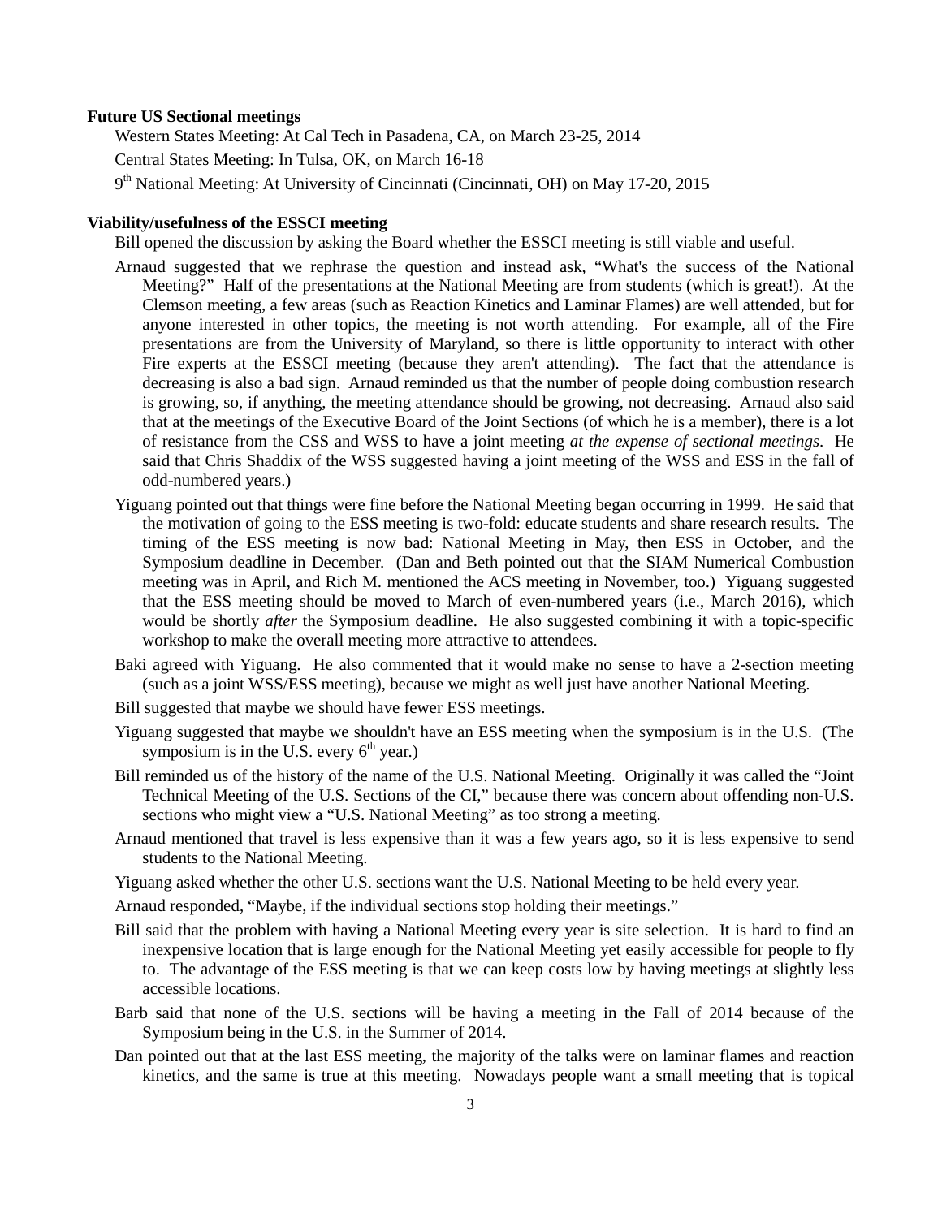**Future US Sectional meetings**

Western States Meeting: At Cal Tech in Pasadena, CA, on March 23-25, 2014

Central States Meeting: In Tulsa, OK, on March 16-18

9th National Meeting: At University of Cincinnati (Cincinnati, OH) on May 17-20, 2015

**Viability/usefulness of the ESSCI meeting**

Bill opened the discussion by asking the Board whether the ESSCI meeting is still viable and useful.

Arnaud suggested that we rephrase the question and instead ask, "What's the success of the National Meeting?" Half of the presentations at the National Meeting are from students (which is great!). At the Clemson meeting, a few areas (such as Reaction Kinetics and Laminar Flames) are well attended, but for anyone interested in other topics, the meeting is not worth attending. For example, all of the Fire presentations are from the University of Maryland, so there is little opportunity to interact with other Fire experts at the ESSCI meeting (because they aren't attending). The fact that the attendance is decreasing is also a bad sign. Arnaud reminded us that the number of people doing combustion research is growing, so, if anything, the meeting attendance should be growing, not decreasing. Arnaud also said that at the meetings of the Executive Board of the Joint Sections (of which he is a member), there is a lot of resistance from the CSS and WSS to have a joint meeting *at the expense of sectional meetings*. He said that Chris Shaddix of the WSS suggested having a joint meeting of the WSS and ESS in the fall of odd-numbered years.)

Yiguang pointed out that things were fine before the National Meeting began occurring in 1999. He said that the motivation of going to the ESS meeting is two-fold: educate students and share research results. The timing of the ESS meeting is now bad: National Meeting in May, then ESS in October, and the Symposium deadline in December. (Dan and Beth pointed out that the SIAM Numerical Combustion meeting was in April, and Rich M. mentioned the ACS meeting in November, too.) Yiguang suggested that the ESS meeting should be moved to March of even-numbered years (i.e., March 2016), which would be shortly *after* the Symposium deadline. He also suggested combining it with a topic-specific workshop to make the overall meeting more attractive to attendees.

Baki agreed with Yiguang. He also commented that it would make no sense to have a 2-section meeting (such as a joint WSS/ESS meeting), because we might as well just have another National Meeting.

Bill suggested that maybe we should have fewer ESS meetings.

Yiguang suggested that maybe we shouldn't have an ESS meeting when the symposium is in the U.S. (The symposium is in the U.S. every 6th year.)

Bill reminded us of the history of the name of the U.S. National Meeting. Originally it was called the "Joint Technical Meeting of the U.S. Sections of the CI," because there was concern about offending non-U.S. sections who might view a "U.S. National Meeting" as too strong a meeting.

Arnaud mentioned that travel is less expensive than it was a few years ago, so it is less expensive to send students to the National Meeting.

Yiguang asked whether the other U.S. sections want the U.S. National Meeting to be held every year.

Arnaud responded, "Maybe, if the individual sections stop holding their meetings."

Bill said that the problem with having a National Meeting every year is site selection. It is hard to find an inexpensive location that is large enough for the National Meeting yet easily accessible for people to fly to. The advantage of the ESS meeting is that we can keep costs low by having meetings at slightly less accessible locations.

Barb said that none of the U.S. sections will be having a meeting in the Fall of 2014 because of the Symposium being in the U.S. in the Summer of 2014.

Dan pointed out that at the last ESS meeting, the majority of the talks were on laminar flames and reaction kinetics, and the same is true at this meeting. Nowadays people want a small meeting that is topical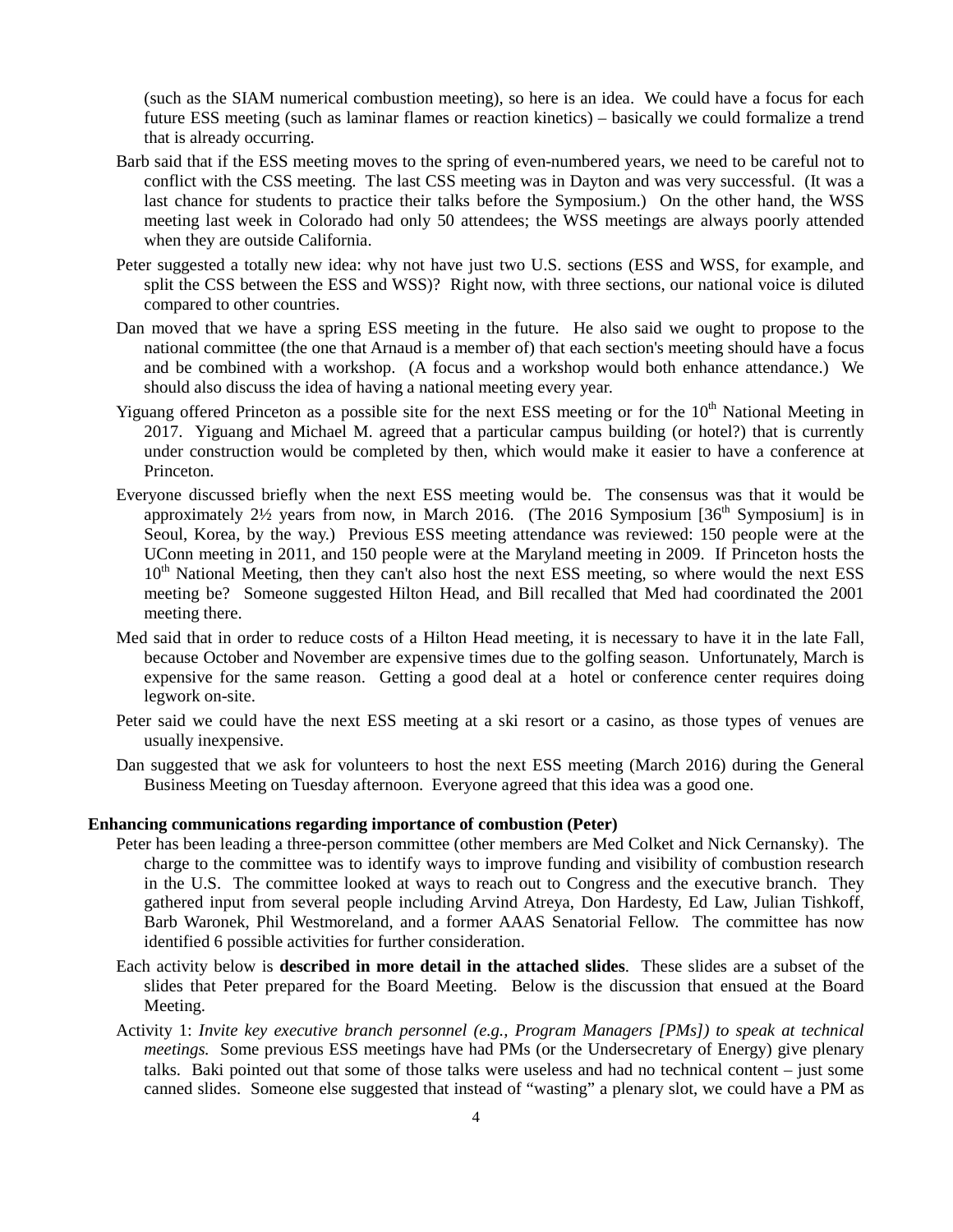(such as the SIAM numerical combustion meeting), so here is an idea. We could have a focus for each future ESS meeting (such as laminar flames or reaction kinetics) – basically we could formalize a trend that is already occurring.

Barb said that if the ESS meeting moves to the spring of even-numbered years, we need to be careful not to conflict with the CSS meeting. The last CSS meeting was in Dayton and was very successful. (It was a last chance for students to practice their talks before the Symposium.) On the other hand, the WSS meeting last week in Colorado had only 50 attendees; the WSS meetings are always poorly attended when they are outside California.

Peter suggested a totally new idea: why not have just two U.S. sections (ESS and WSS, for example, and split the CSS between the ESS and WSS)? Right now, with three sections, our national voice is diluted compared to other countries.

Dan moved that we have a spring ESS meeting in the future. He also said we ought to propose to the national committee (the one that Arnaud is a member of) that each section's meeting should have a focus and be combined with a workshop. (A focus and a workshop would both enhance attendance.) We should also discuss the idea of having a national meeting every year.

Yiguang offered Princeton as a possible site for the next ESS meeting or for the 10th National Meeting in 2017. Yiguang and Michael M. agreed that a particular campus building (or hotel?) that is currently under construction would be completed by then, which would make it easier to have a conference at Princeton.

Everyone discussed briefly when the next ESS meeting would be. The consensus was that it would be approximately 2½ years from now, in March 2016. (The 2016 Symposium [36th Symposium] is in Seoul, Korea, by the way.) Previous ESS meeting attendance was reviewed: 150 people were at the UConn meeting in 2011, and 150 people were at the Maryland meeting in 2009. If Princeton hosts the 10th National Meeting, then they can't also host the next ESS meeting, so where would the next ESS meeting be? Someone suggested Hilton Head, and Bill recalled that Med had coordinated the 2001 meeting there.

Med said that in order to reduce costs of a Hilton Head meeting, it is necessary to have it in the late Fall, because October and November are expensive times due to the golfing season. Unfortunately, March is expensive for the same reason. Getting a good deal at a hotel or conference center requires doing legwork on-site.

Peter said we could have the next ESS meeting at a ski resort or a casino, as those types of venues are usually inexpensive.

Dan suggested that we ask for volunteers to host the next ESS meeting (March 2016) during the General Business Meeting on Tuesday afternoon. Everyone agreed that this idea was a good one.

**Enhancing communications regarding importance of combustion (Peter)**

Peter has been leading a three-person committee (other members are Med Colket and Nick Cernansky). The charge to the committee was to identify ways to improve funding and visibility of combustion research in the U.S. The committee looked at ways to reach out to Congress and the executive branch. They gathered input from several people including Arvind Atreya, Don Hardesty, Ed Law, Julian Tishkoff, Barb Waronek, Phil Westmoreland, and a former AAAS Senatorial Fellow. The committee has now identified 6 possible activities for further consideration.

Each activity below is **described in more detail in the attached slides**. These slides are a subset of the slides that Peter prepared for the Board Meeting. Below is the discussion that ensued at the Board Meeting.

Activity 1: *Invite key executive branch personnel (e.g., Program Managers [PMs]) to speak at technical meetings.* Some previous ESS meetings have had PMs (or the Undersecretary of Energy) give plenary talks. Baki pointed out that some of those talks were useless and had no technical content – just some canned slides. Someone else suggested that instead of "wasting" a plenary slot, we could have a PM as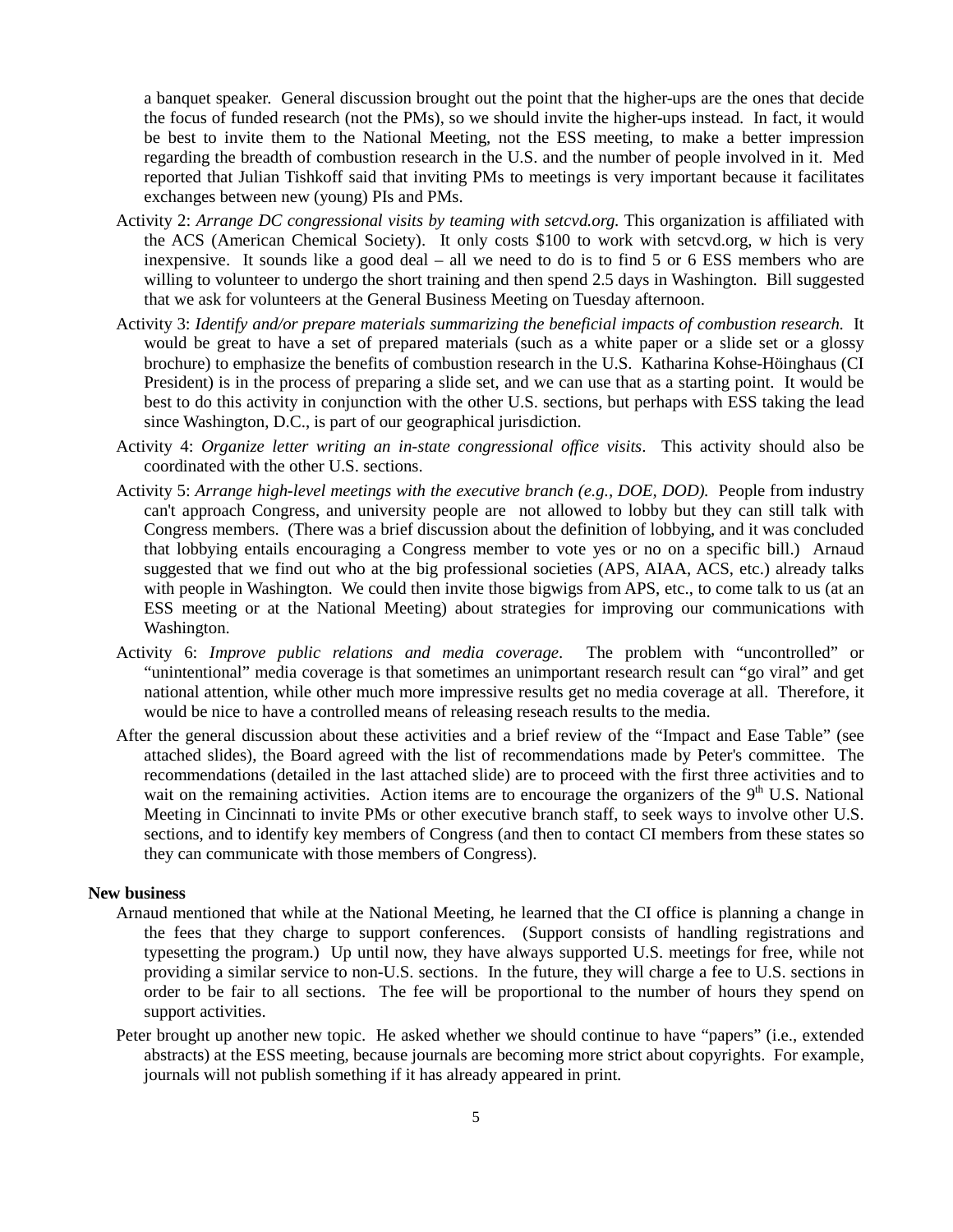a banquet speaker. General discussion brought out the point that the higher-ups are the ones that decide the focus of funded research (not the PMs), so we should invite the higher-ups instead. In fact, it would be best to invite them to the National Meeting, not the ESS meeting, to make a better impression regarding the breadth of combustion research in the U.S. and the number of people involved in it. Med reported that Julian Tishkoff said that inviting PMs to meetings is very important because it facilitates exchanges between new (young) PIs and PMs.

Activity 2: *Arrange DC congressional visits by teaming with setcvd.org.* This organization is affiliated with the ACS (American Chemical Society). It only costs $100 to work with setcvd.org, w hich is very inexpensive. It sounds like a good deal – all we need to do is to find 5 or 6 ESS members who are willing to volunteer to undergo the short training and then spend 2.5 days in Washington. Bill suggested that we ask for volunteers at the General Business Meeting on Tuesday afternoon.

Activity 3: *Identify and/or prepare materials summarizing the beneficial impacts of combustion research.* It would be great to have a set of prepared materials (such as a white paper or a slide set or a glossy brochure) to emphasize the benefits of combustion research in the U.S. Katharina Kohse-Höinghaus (CI President) is in the process of preparing a slide set, and we can use that as a starting point. It would be best to do this activity in conjunction with the other U.S. sections, but perhaps with ESS taking the lead since Washington, D.C., is part of our geographical jurisdiction.

Activity 4: *Organize letter writing an in-state congressional office visits*. This activity should also be coordinated with the other U.S. sections.

Activity 5: *Arrange high-level meetings with the executive branch (e.g., DOE, DOD).* People from industry can't approach Congress, and university people are not allowed to lobby but they can still talk with Congress members. (There was a brief discussion about the definition of lobbying, and it was concluded that lobbying entails encouraging a Congress member to vote yes or no on a specific bill.) Arnaud suggested that we find out who at the big professional societies (APS, AIAA, ACS, etc.) already talks with people in Washington. We could then invite those bigwigs from APS, etc., to come talk to us (at an ESS meeting or at the National Meeting) about strategies for improving our communications with Washington.

Activity 6: *Improve public relations and media coverage*. The problem with "uncontrolled" or "unintentional" media coverage is that sometimes an unimportant research result can "go viral" and get national attention, while other much more impressive results get no media coverage at all. Therefore, it would be nice to have a controlled means of releasing reseach results to the media.

After the general discussion about these activities and a brief review of the "Impact and Ease Table" (see attached slides), the Board agreed with the list of recommendations made by Peter's committee. The recommendations (detailed in the last attached slide) are to proceed with the first three activities and to wait on the remaining activities. Action items are to encourage the organizers of the 9th U.S. National Meeting in Cincinnati to invite PMs or other executive branch staff, to seek ways to involve other U.S. sections, and to identify key members of Congress (and then to contact CI members from these states so they can communicate with those members of Congress).

**New business**

Arnaud mentioned that while at the National Meeting, he learned that the CI office is planning a change in the fees that they charge to support conferences. (Support consists of handling registrations and typesetting the program.) Up until now, they have always supported U.S. meetings for free, while not providing a similar service to non-U.S. sections. In the future, they will charge a fee to U.S. sections in order to be fair to all sections. The fee will be proportional to the number of hours they spend on support activities.

Peter brought up another new topic. He asked whether we should continue to have "papers" (i.e., extended abstracts) at the ESS meeting, because journals are becoming more strict about copyrights. For example, journals will not publish something if it has already appeared in print.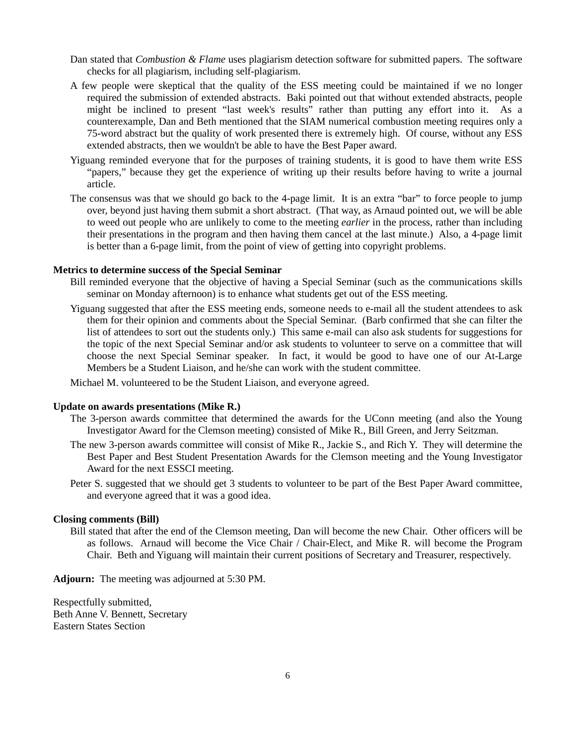Dan stated that *Combustion & Flame* uses plagiarism detection software for submitted papers. The software checks for all plagiarism, including self-plagiarism.

A few people were skeptical that the quality of the ESS meeting could be maintained if we no longer required the submission of extended abstracts. Baki pointed out that without extended abstracts, people might be inclined to present "last week's results" rather than putting any effort into it. As a counterexample, Dan and Beth mentioned that the SIAM numerical combustion meeting requires only a 75-word abstract but the quality of work presented there is extremely high. Of course, without any ESS extended abstracts, then we wouldn't be able to have the Best Paper award.

Yiguang reminded everyone that for the purposes of training students, it is good to have them write ESS "papers," because they get the experience of writing up their results before having to write a journal article.

The consensus was that we should go back to the 4-page limit. It is an extra "bar" to force people to jump over, beyond just having them submit a short abstract. (That way, as Arnaud pointed out, we will be able to weed out people who are unlikely to come to the meeting *earlier* in the process, rather than including their presentations in the program and then having them cancel at the last minute.) Also, a 4-page limit is better than a 6-page limit, from the point of view of getting into copyright problems.

**Metrics to determine success of the Special Seminar**

Bill reminded everyone that the objective of having a Special Seminar (such as the communications skills seminar on Monday afternoon) is to enhance what students get out of the ESS meeting.

Yiguang suggested that after the ESS meeting ends, someone needs to e-mail all the student attendees to ask them for their opinion and comments about the Special Seminar. (Barb confirmed that she can filter the list of attendees to sort out the students only.) This same e-mail can also ask students for suggestions for the topic of the next Special Seminar and/or ask students to volunteer to serve on a committee that will choose the next Special Seminar speaker. In fact, it would be good to have one of our At-Large Members be a Student Liaison, and he/she can work with the student committee.

Michael M. volunteered to be the Student Liaison, and everyone agreed.

**Update on awards presentations (Mike R.)**

The 3-person awards committee that determined the awards for the UConn meeting (and also the Young Investigator Award for the Clemson meeting) consisted of Mike R., Bill Green, and Jerry Seitzman.

The new 3-person awards committee will consist of Mike R., Jackie S., and Rich Y. They will determine the Best Paper and Best Student Presentation Awards for the Clemson meeting and the Young Investigator Award for the next ESSCI meeting.

Peter S. suggested that we should get 3 students to volunteer to be part of the Best Paper Award committee, and everyone agreed that it was a good idea.

**Closing comments (Bill)**

Bill stated that after the end of the Clemson meeting, Dan will become the new Chair. Other officers will be as follows. Arnaud will become the Vice Chair / Chair-Elect, and Mike R. will become the Program Chair. Beth and Yiguang will maintain their current positions of Secretary and Treasurer, respectively.

**Adjourn:** The meeting was adjourned at 5:30 PM.

Respectfully submitted,
Beth Anne V. Bennett, Secretary
Eastern States Section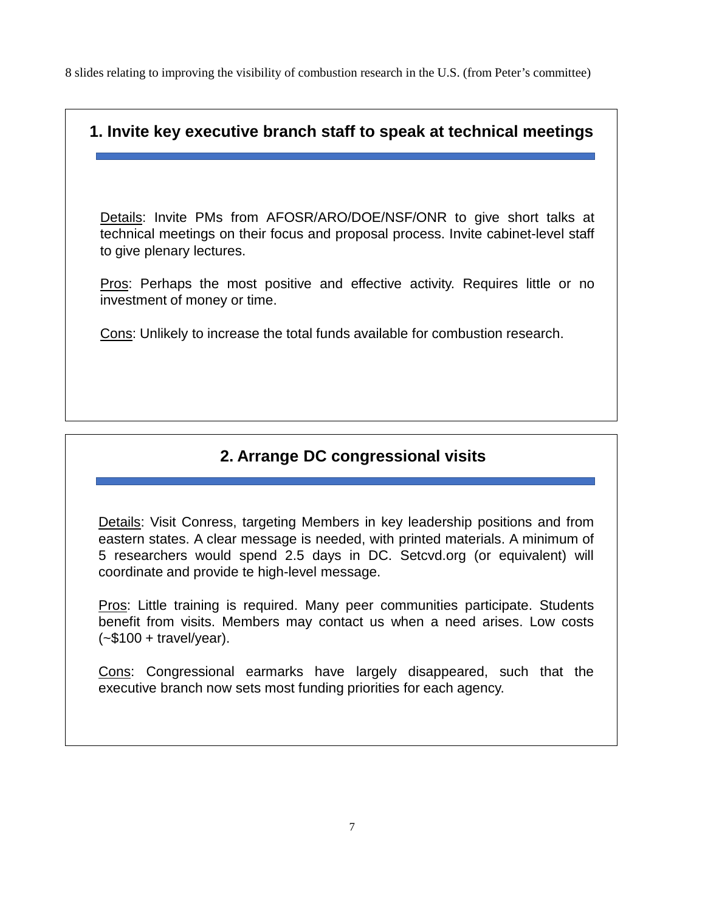8 slides relating to improving the visibility of combustion research in the U.S. (from Peter's committee)

## 1. Invite key executive branch staff to speak at technical meetings

Details: Invite PMs from AFOSR/ARO/DOE/NSF/ONR to give short talks at technical meetings on their focus and proposal process. Invite cabinet-level staff to give plenary lectures.

Pros: Perhaps the most positive and effective activity. Requires little or no investment of money or time.

Cons: Unlikely to increase the total funds available for combustion research.

## 2. Arrange DC congressional visits

Details: Visit Conress, targeting Members in key leadership positions and from eastern states. A clear message is needed, with printed materials. A minimum of 5 researchers would spend 2.5 days in DC. Setcvd.org (or equivalent) will coordinate and provide te high-level message.

Pros: Little training is required. Many peer communities participate. Students benefit from visits. Members may contact us when a need arises. Low costs (~$100 + travel/year).

Cons: Congressional earmarks have largely disappeared, such that the executive branch now sets most funding priorities for each agency.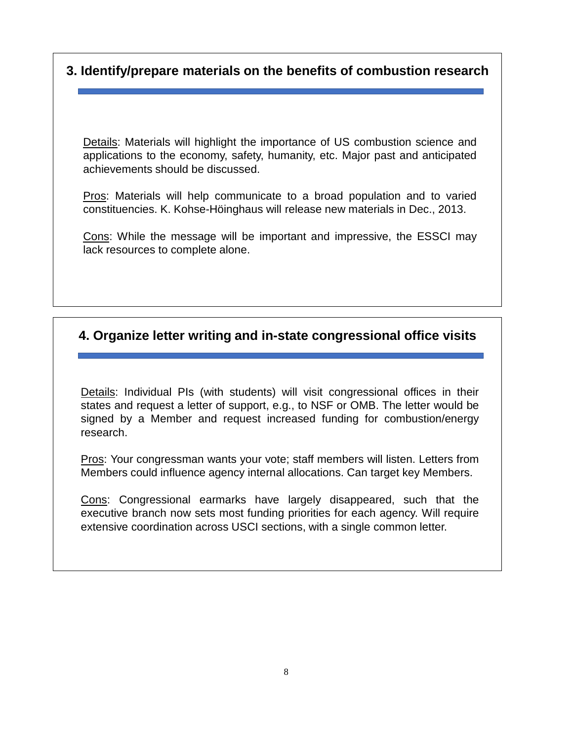## 3. Identify/prepare materials on the benefits of combustion research

Details: Materials will highlight the importance of US combustion science and applications to the economy, safety, humanity, etc. Major past and anticipated achievements should be discussed.

Pros: Materials will help communicate to a broad population and to varied constituencies. K. Kohse-Höinghaus will release new materials in Dec., 2013.

Cons: While the message will be important and impressive, the ESSCI may lack resources to complete alone.

## 4. Organize letter writing and in-state congressional office visits

Details: Individual PIs (with students) will visit congressional offices in their states and request a letter of support, e.g., to NSF or OMB. The letter would be signed by a Member and request increased funding for combustion/energy research.

Pros: Your congressman wants your vote; staff members will listen. Letters from Members could influence agency internal allocations. Can target key Members.

Cons: Congressional earmarks have largely disappeared, such that the executive branch now sets most funding priorities for each agency. Will require extensive coordination across USCI sections, with a single common letter.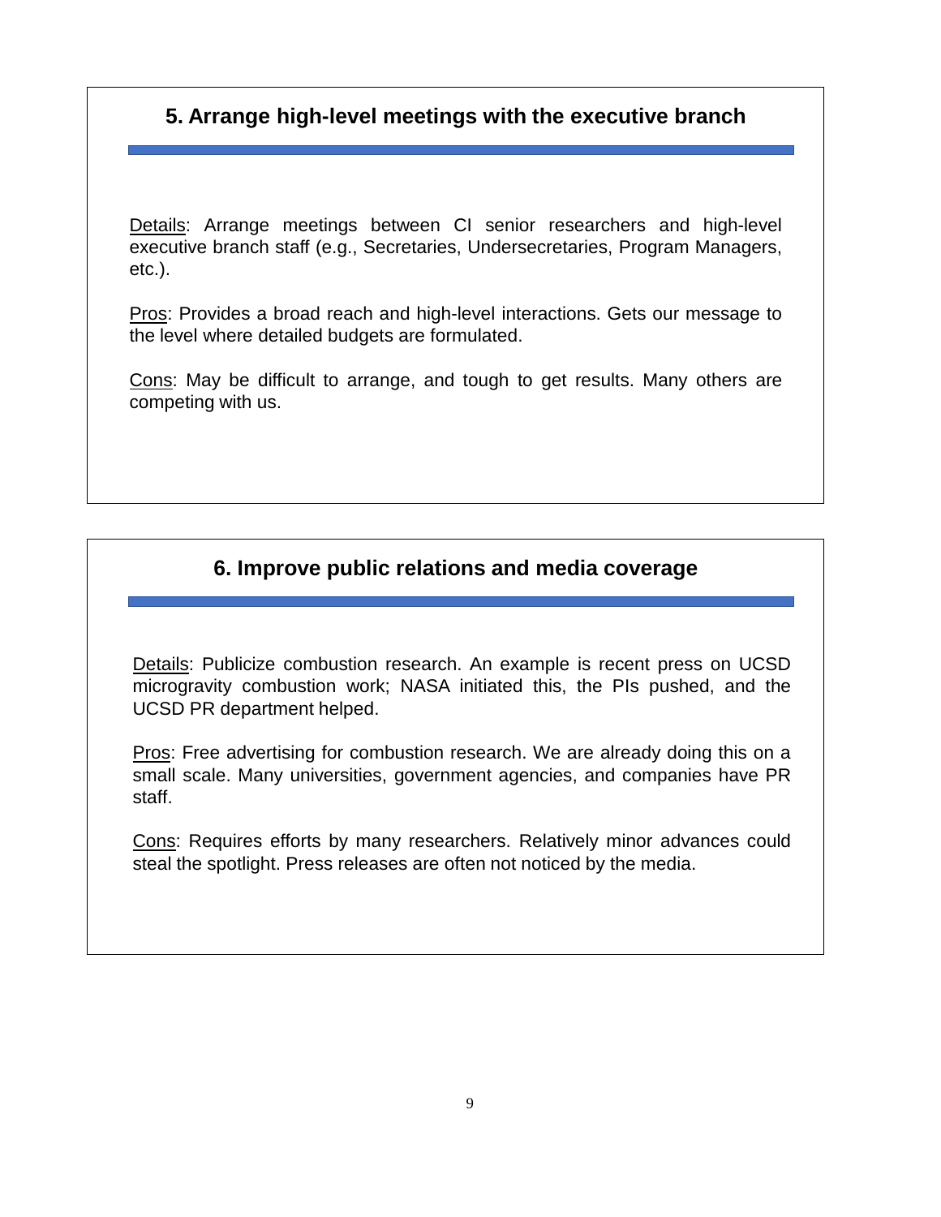## 5. Arrange high-level meetings with the executive branch

Details: Arrange meetings between CI senior researchers and high-level executive branch staff (e.g., Secretaries, Undersecretaries, Program Managers, etc.).

Pros: Provides a broad reach and high-level interactions. Gets our message to the level where detailed budgets are formulated.

Cons: May be difficult to arrange, and tough to get results. Many others are competing with us.

## 6. Improve public relations and media coverage

Details: Publicize combustion research. An example is recent press on UCSD microgravity combustion work; NASA initiated this, the PIs pushed, and the UCSD PR department helped.

Pros: Free advertising for combustion research. We are already doing this on a small scale. Many universities, government agencies, and companies have PR staff.

Cons: Requires efforts by many researchers. Relatively minor advances could steal the spotlight. Press releases are often not noticed by the media.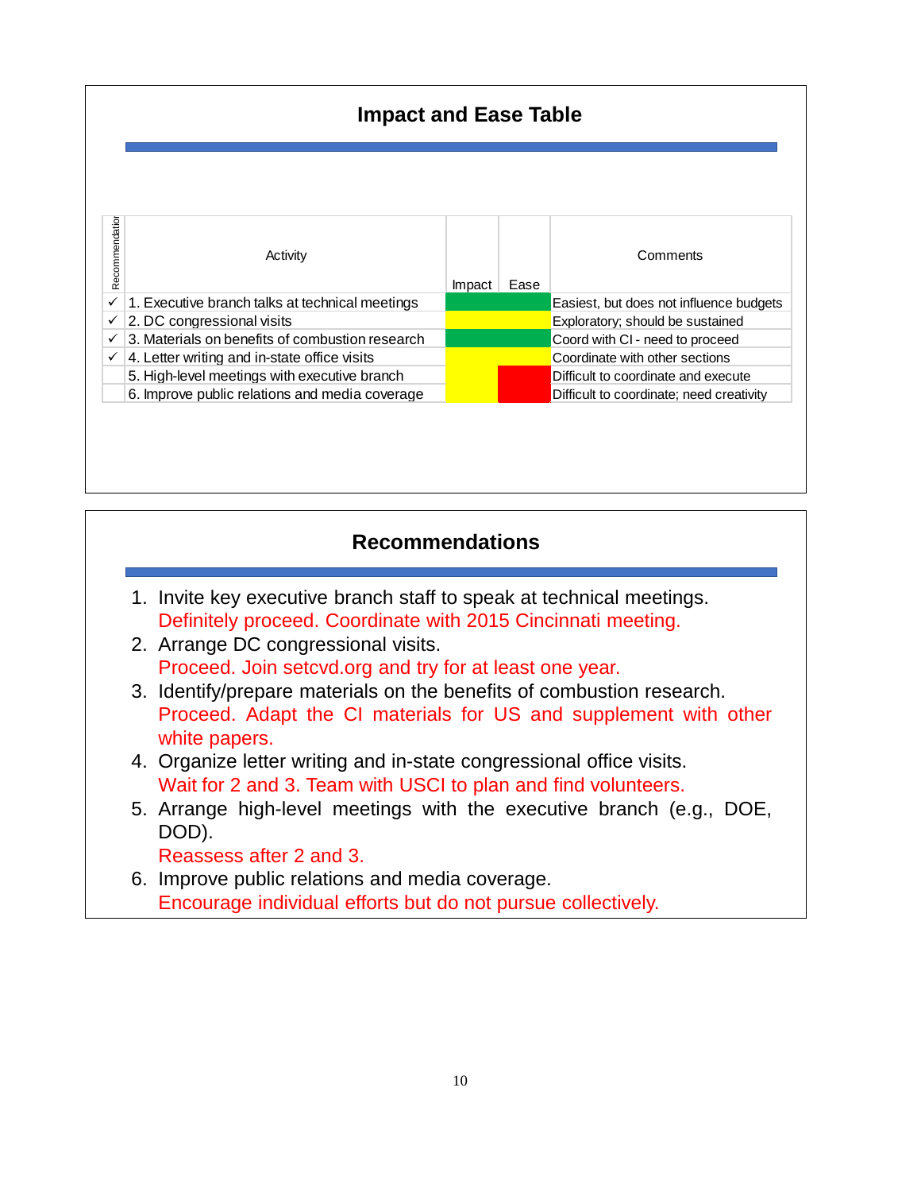## Impact and Ease Table

| Recommendation | Activity | Impact | Ease | Comments |
|---|---|---|---|---|
| ✓ | 1. Executive branch talks at technical meetings | Green | Green | Easiest, but does not influence budgets |
| ✓ | 2. DC congressional visits | Yellow | Yellow | Exploratory; should be sustained |
| ✓ | 3. Materials on benefits of combustion research | Green | Green | Coord with CI - need to proceed |
| ✓ | 4. Letter writing and in-state office visits | Yellow | Yellow | Coordinate with other sections |
| | 5. High-level meetings with executive branch | Yellow | Red | Difficult to coordinate and execute |
| | 6. Improve public relations and media coverage | Yellow | Red | Difficult to coordinate; need creativity |

## Recommendations

1. Invite key executive branch staff to speak at technical meetings.
   Definitely proceed. Coordinate with 2015 Cincinnati meeting.
2. Arrange DC congressional visits.
   Proceed. Join setcvd.org and try for at least one year.
3. Identify/prepare materials on the benefits of combustion research.
   Proceed. Adapt the CI materials for US and supplement with other white papers.
4. Organize letter writing and in-state congressional office visits.
   Wait for 2 and 3. Team with USCI to plan and find volunteers.
5. Arrange high-level meetings with the executive branch (e.g., DOE, DOD).
   Reassess after 2 and 3.
6. Improve public relations and media coverage.
   Encourage individual efforts but do not pursue collectively.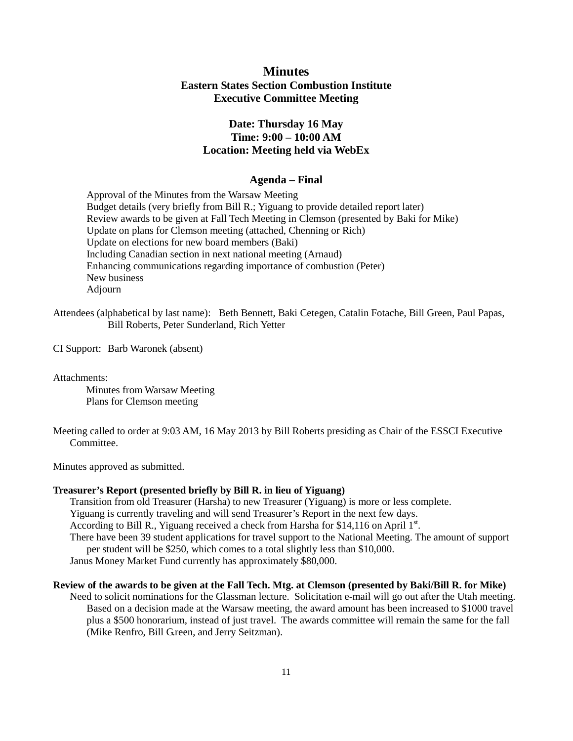# Minutes

## Eastern States Section Combustion Institute
## Executive Committee Meeting

**Date: Thursday 16 May**
**Time: 9:00 – 10:00 AM**
**Location: Meeting held via WebEx**

### Agenda – Final

Approval of the Minutes from the Warsaw Meeting
Budget details (very briefly from Bill R.; Yiguang to provide detailed report later)
Review awards to be given at Fall Tech Meeting in Clemson (presented by Baki for Mike)
Update on plans for Clemson meeting (attached, Chenning or Rich)
Update on elections for new board members (Baki)
Including Canadian section in next national meeting (Arnaud)
Enhancing communications regarding importance of combustion (Peter)
New business
Adjourn

Attendees (alphabetical by last name): Beth Bennett, Baki Cetegen, Catalin Fotache, Bill Green, Paul Papas, Bill Roberts, Peter Sunderland, Rich Yetter

CI Support: Barb Waronek (absent)

Attachments:
Minutes from Warsaw Meeting
Plans for Clemson meeting

Meeting called to order at 9:03 AM, 16 May 2013 by Bill Roberts presiding as Chair of the ESSCI Executive Committee.

Minutes approved as submitted.

**Treasurer's Report (presented briefly by Bill R. in lieu of Yiguang)**

Transition from old Treasurer (Harsha) to new Treasurer (Yiguang) is more or less complete.
Yiguang is currently traveling and will send Treasurer's Report in the next few days.
According to Bill R., Yiguang received a check from Harsha for $14,116 on April 1st.
There have been 39 student applications for travel support to the National Meeting. The amount of support per student will be $250, which comes to a total slightly less than $10,000.
Janus Money Market Fund currently has approximately $80,000.

**Review of the awards to be given at the Fall Tech. Mtg. at Clemson (presented by Baki/Bill R. for Mike)**

Need to solicit nominations for the Glassman lecture. Solicitation e-mail will go out after the Utah meeting. Based on a decision made at the Warsaw meeting, the award amount has been increased to $1000 travel plus a $500 honorarium, instead of just travel. The awards committee will remain the same for the fall (Mike Renfro, Bill G.reen, and Jerry Seitzman).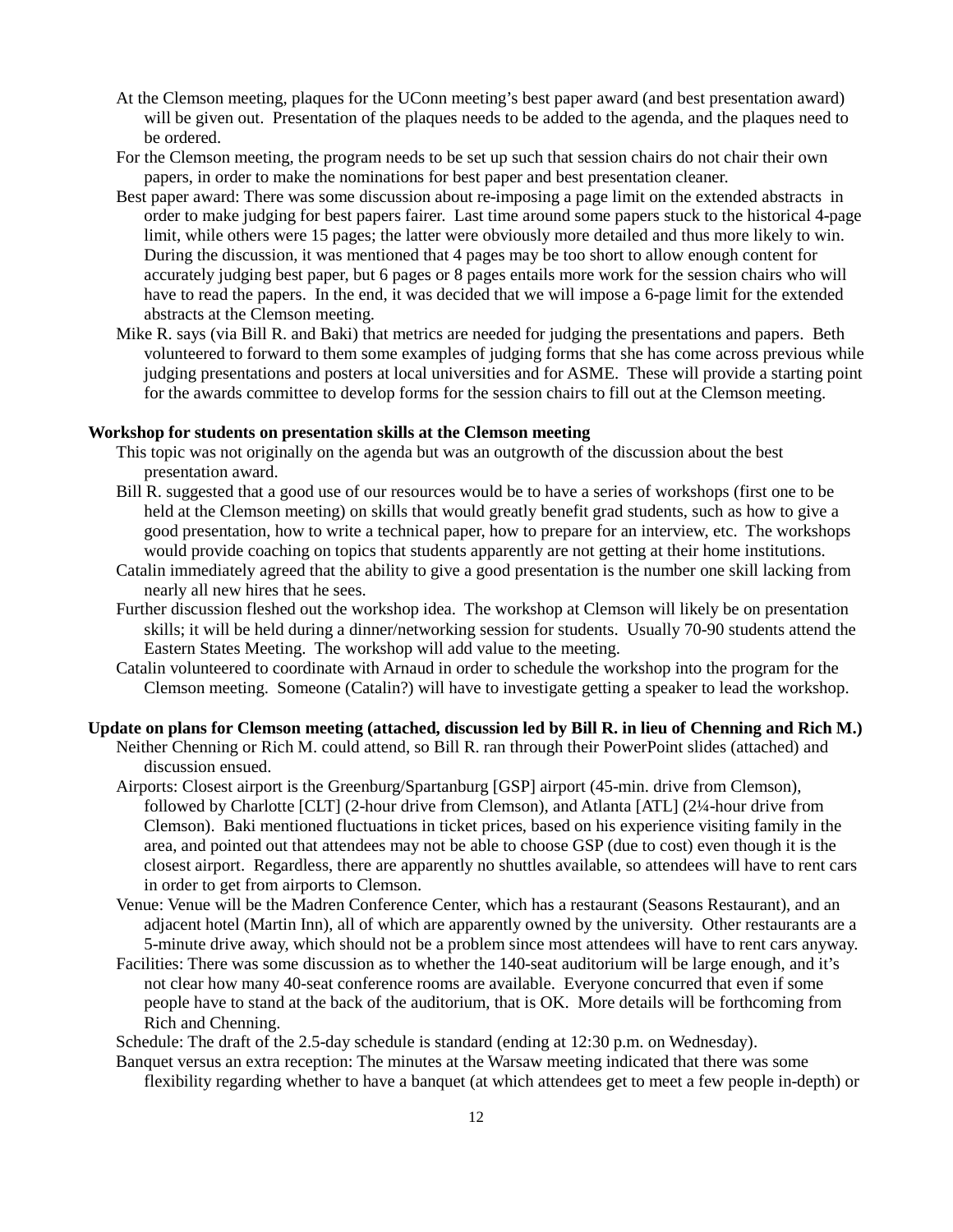At the Clemson meeting, plaques for the UConn meeting's best paper award (and best presentation award) will be given out. Presentation of the plaques needs to be added to the agenda, and the plaques need to be ordered.

For the Clemson meeting, the program needs to be set up such that session chairs do not chair their own papers, in order to make the nominations for best paper and best presentation cleaner.

Best paper award: There was some discussion about re-imposing a page limit on the extended abstracts in order to make judging for best papers fairer. Last time around some papers stuck to the historical 4-page limit, while others were 15 pages; the latter were obviously more detailed and thus more likely to win. During the discussion, it was mentioned that 4 pages may be too short to allow enough content for accurately judging best paper, but 6 pages or 8 pages entails more work for the session chairs who will have to read the papers. In the end, it was decided that we will impose a 6-page limit for the extended abstracts at the Clemson meeting.

Mike R. says (via Bill R. and Baki) that metrics are needed for judging the presentations and papers. Beth volunteered to forward to them some examples of judging forms that she has come across previous while judging presentations and posters at local universities and for ASME. These will provide a starting point for the awards committee to develop forms for the session chairs to fill out at the Clemson meeting.

**Workshop for students on presentation skills at the Clemson meeting**

This topic was not originally on the agenda but was an outgrowth of the discussion about the best presentation award.

Bill R. suggested that a good use of our resources would be to have a series of workshops (first one to be held at the Clemson meeting) on skills that would greatly benefit grad students, such as how to give a good presentation, how to write a technical paper, how to prepare for an interview, etc. The workshops would provide coaching on topics that students apparently are not getting at their home institutions.

Catalin immediately agreed that the ability to give a good presentation is the number one skill lacking from nearly all new hires that he sees.

Further discussion fleshed out the workshop idea. The workshop at Clemson will likely be on presentation skills; it will be held during a dinner/networking session for students. Usually 70-90 students attend the Eastern States Meeting. The workshop will add value to the meeting.

Catalin volunteered to coordinate with Arnaud in order to schedule the workshop into the program for the Clemson meeting. Someone (Catalin?) will have to investigate getting a speaker to lead the workshop.

**Update on plans for Clemson meeting (attached, discussion led by Bill R. in lieu of Chenning and Rich M.)**

Neither Chenning or Rich M. could attend, so Bill R. ran through their PowerPoint slides (attached) and discussion ensued.

Airports: Closest airport is the Greenburg/Spartanburg [GSP] airport (45-min. drive from Clemson), followed by Charlotte [CLT] (2-hour drive from Clemson), and Atlanta [ATL] (2¼-hour drive from Clemson). Baki mentioned fluctuations in ticket prices, based on his experience visiting family in the area, and pointed out that attendees may not be able to choose GSP (due to cost) even though it is the closest airport. Regardless, there are apparently no shuttles available, so attendees will have to rent cars in order to get from airports to Clemson.

Venue: Venue will be the Madren Conference Center, which has a restaurant (Seasons Restaurant), and an adjacent hotel (Martin Inn), all of which are apparently owned by the university. Other restaurants are a 5-minute drive away, which should not be a problem since most attendees will have to rent cars anyway.

Facilities: There was some discussion as to whether the 140-seat auditorium will be large enough, and it's not clear how many 40-seat conference rooms are available. Everyone concurred that even if some people have to stand at the back of the auditorium, that is OK. More details will be forthcoming from Rich and Chenning.

Schedule: The draft of the 2.5-day schedule is standard (ending at 12:30 p.m. on Wednesday).

Banquet versus an extra reception: The minutes at the Warsaw meeting indicated that there was some flexibility regarding whether to have a banquet (at which attendees get to meet a few people in-depth) or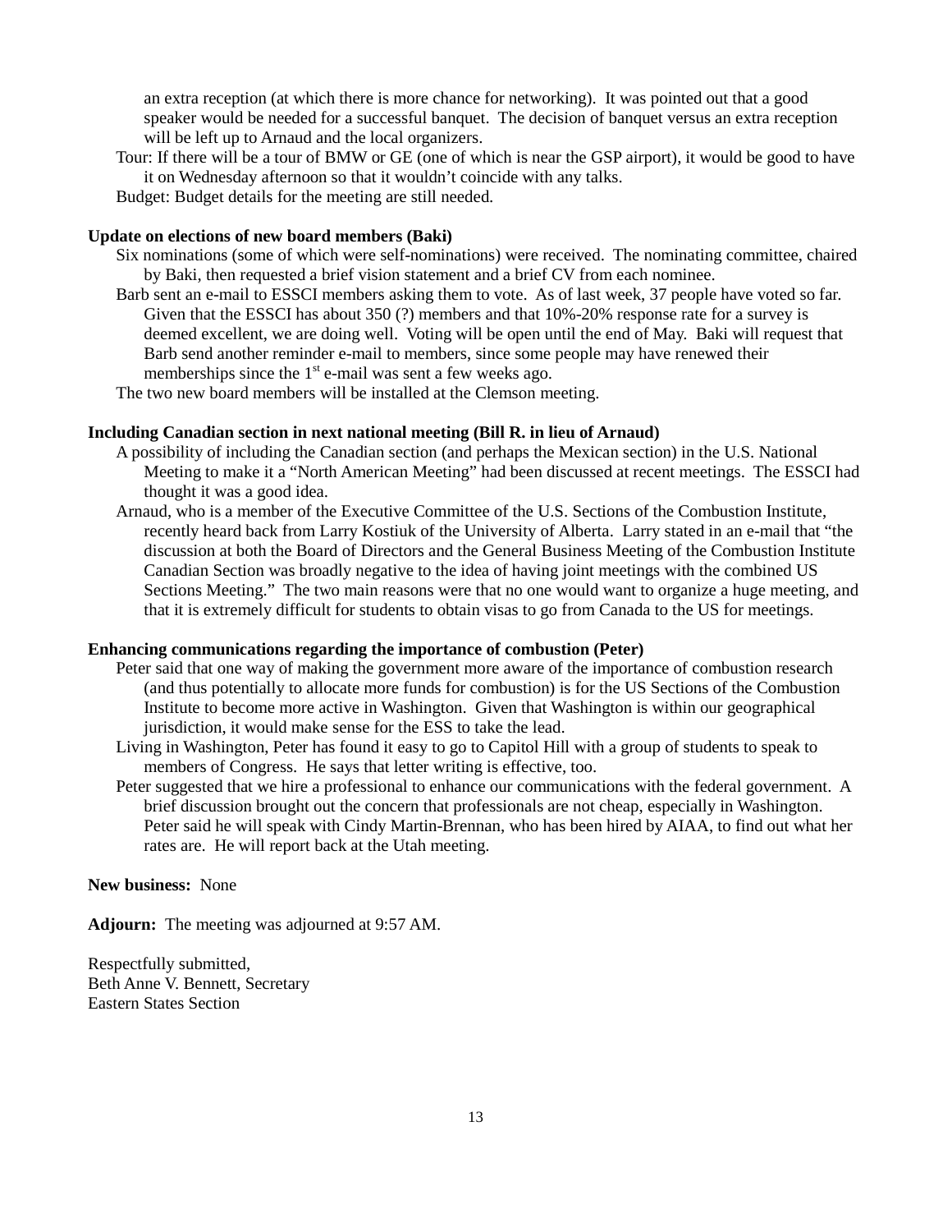an extra reception (at which there is more chance for networking). It was pointed out that a good speaker would be needed for a successful banquet. The decision of banquet versus an extra reception will be left up to Arnaud and the local organizers.

Tour: If there will be a tour of BMW or GE (one of which is near the GSP airport), it would be good to have it on Wednesday afternoon so that it wouldn't coincide with any talks.

Budget: Budget details for the meeting are still needed.

**Update on elections of new board members (Baki)**

Six nominations (some of which were self-nominations) were received. The nominating committee, chaired by Baki, then requested a brief vision statement and a brief CV from each nominee.

Barb sent an e-mail to ESSCI members asking them to vote. As of last week, 37 people have voted so far. Given that the ESSCI has about 350 (?) members and that 10%-20% response rate for a survey is deemed excellent, we are doing well. Voting will be open until the end of May. Baki will request that Barb send another reminder e-mail to members, since some people may have renewed their memberships since the 1st e-mail was sent a few weeks ago.

The two new board members will be installed at the Clemson meeting.

**Including Canadian section in next national meeting (Bill R. in lieu of Arnaud)**

A possibility of including the Canadian section (and perhaps the Mexican section) in the U.S. National Meeting to make it a "North American Meeting" had been discussed at recent meetings. The ESSCI had thought it was a good idea.

Arnaud, who is a member of the Executive Committee of the U.S. Sections of the Combustion Institute, recently heard back from Larry Kostiuk of the University of Alberta. Larry stated in an e-mail that "the discussion at both the Board of Directors and the General Business Meeting of the Combustion Institute Canadian Section was broadly negative to the idea of having joint meetings with the combined US Sections Meeting." The two main reasons were that no one would want to organize a huge meeting, and that it is extremely difficult for students to obtain visas to go from Canada to the US for meetings.

**Enhancing communications regarding the importance of combustion (Peter)**

Peter said that one way of making the government more aware of the importance of combustion research (and thus potentially to allocate more funds for combustion) is for the US Sections of the Combustion Institute to become more active in Washington. Given that Washington is within our geographical jurisdiction, it would make sense for the ESS to take the lead.

Living in Washington, Peter has found it easy to go to Capitol Hill with a group of students to speak to members of Congress. He says that letter writing is effective, too.

Peter suggested that we hire a professional to enhance our communications with the federal government. A brief discussion brought out the concern that professionals are not cheap, especially in Washington. Peter said he will speak with Cindy Martin-Brennan, who has been hired by AIAA, to find out what her rates are. He will report back at the Utah meeting.

**New business:** None

**Adjourn:** The meeting was adjourned at 9:57 AM.

Respectfully submitted,
Beth Anne V. Bennett, Secretary
Eastern States Section